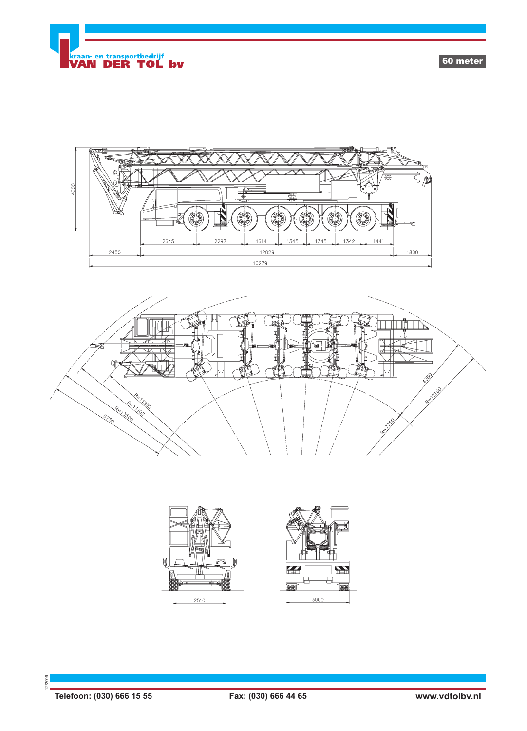kraan- en transportbedrijf
**VAN DER TOL bv**

**60 meter**

4000

2645 | 2297 | 1614 | 1345 | 1345 | 1342 | 1441

2450 | 12029 | 1800

16279

R=11850
R=13100
R=13500
5750
4350
R=12100
R=7750

2510

3000

12/2009

**Telefoon: (030) 666 15 55** **Fax: (030) 666 44 65** **www.vdtolbv.nl**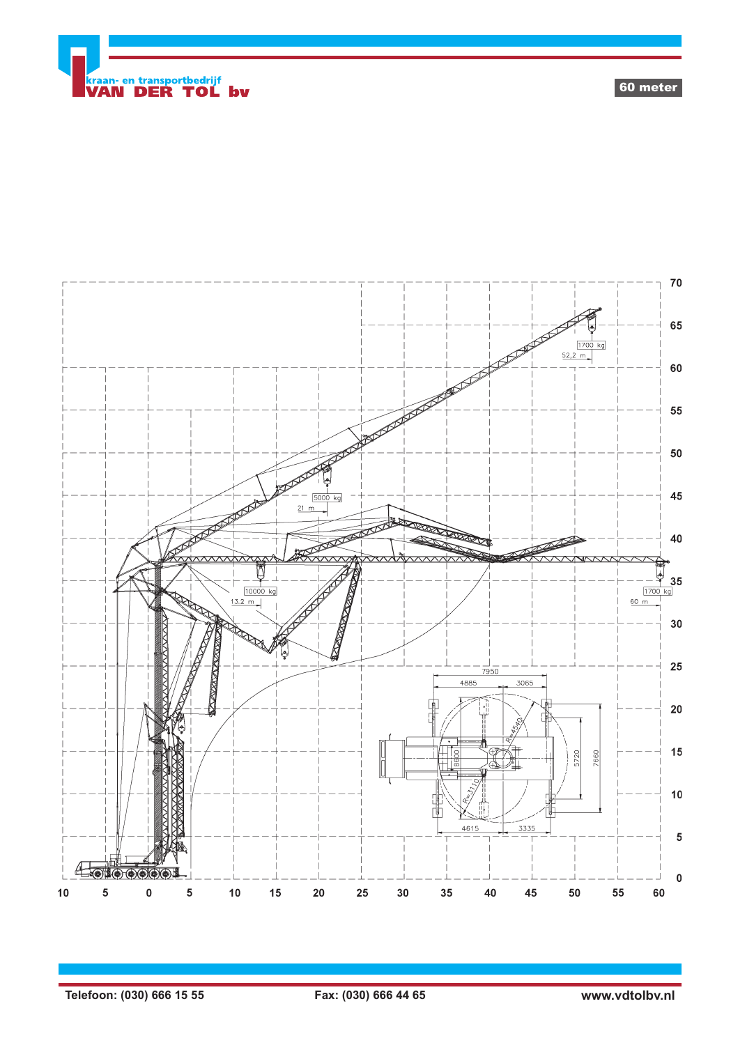kraan- en transportbedrijf
**VAN DER TOL bv**

**60 meter**

1700 kg
52,2 m

5000 kg
21 m

10000 kg
13,2 m

1700 kg
60 m

7950
4885
3065
R=4540
8600
5720
7660
R=3110
4615
3335

Telefoon: (030) 666 15 55

Fax: (030) 666 44 65

www.vdtolbv.nl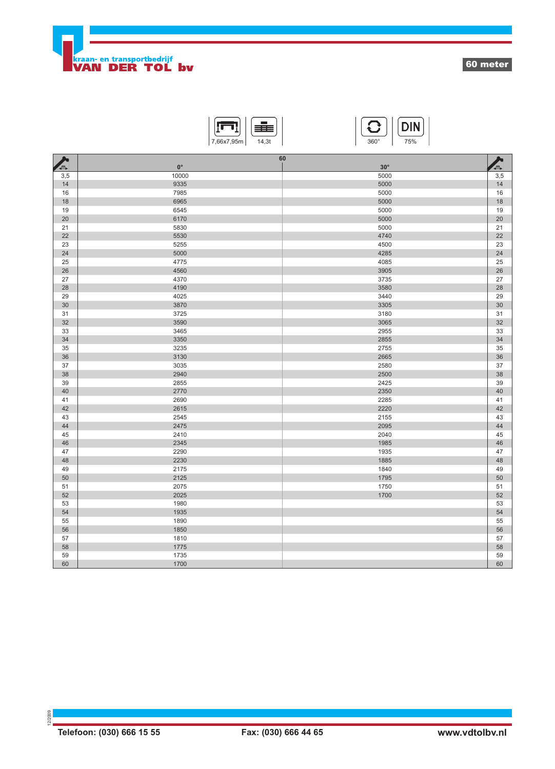kraan- en transportbedrijf
**VAN DER TOL bv**

**60 meter**

7,66x7,95m | 14,3t | 360° | DIN 75%

| m | 60 | | m |
|---|---|---|---|
| | 0° | 30° | |
| 3,5 | 10000 | 5000 | 3,5 |
| 14 | 9335 | 5000 | 14 |
| 16 | 7985 | 5000 | 16 |
| 18 | 6965 | 5000 | 18 |
| 19 | 6545 | 5000 | 19 |
| 20 | 6170 | 5000 | 20 |
| 21 | 5830 | 5000 | 21 |
| 22 | 5530 | 4740 | 22 |
| 23 | 5255 | 4500 | 23 |
| 24 | 5000 | 4285 | 24 |
| 25 | 4775 | 4085 | 25 |
| 26 | 4560 | 3905 | 26 |
| 27 | 4370 | 3735 | 27 |
| 28 | 4190 | 3580 | 28 |
| 29 | 4025 | 3440 | 29 |
| 30 | 3870 | 3305 | 30 |
| 31 | 3725 | 3180 | 31 |
| 32 | 3590 | 3065 | 32 |
| 33 | 3465 | 2955 | 33 |
| 34 | 3350 | 2855 | 34 |
| 35 | 3235 | 2755 | 35 |
| 36 | 3130 | 2665 | 36 |
| 37 | 3035 | 2580 | 37 |
| 38 | 2940 | 2500 | 38 |
| 39 | 2855 | 2425 | 39 |
| 40 | 2770 | 2350 | 40 |
| 41 | 2690 | 2285 | 41 |
| 42 | 2615 | 2220 | 42 |
| 43 | 2545 | 2155 | 43 |
| 44 | 2475 | 2095 | 44 |
| 45 | 2410 | 2040 | 45 |
| 46 | 2345 | 1985 | 46 |
| 47 | 2290 | 1935 | 47 |
| 48 | 2230 | 1885 | 48 |
| 49 | 2175 | 1840 | 49 |
| 50 | 2125 | 1795 | 50 |
| 51 | 2075 | 1750 | 51 |
| 52 | 2025 | 1700 | 52 |
| 53 | 1980 | | 53 |
| 54 | 1935 | | 54 |
| 55 | 1890 | | 55 |
| 56 | 1850 | | 56 |
| 57 | 1810 | | 57 |
| 58 | 1775 | | 58 |
| 59 | 1735 | | 59 |
| 60 | 1700 | | 60 |

12/2009

**Telefoon: (030) 666 15 55** **Fax: (030) 666 44 65** **www.vdtolbv.nl**